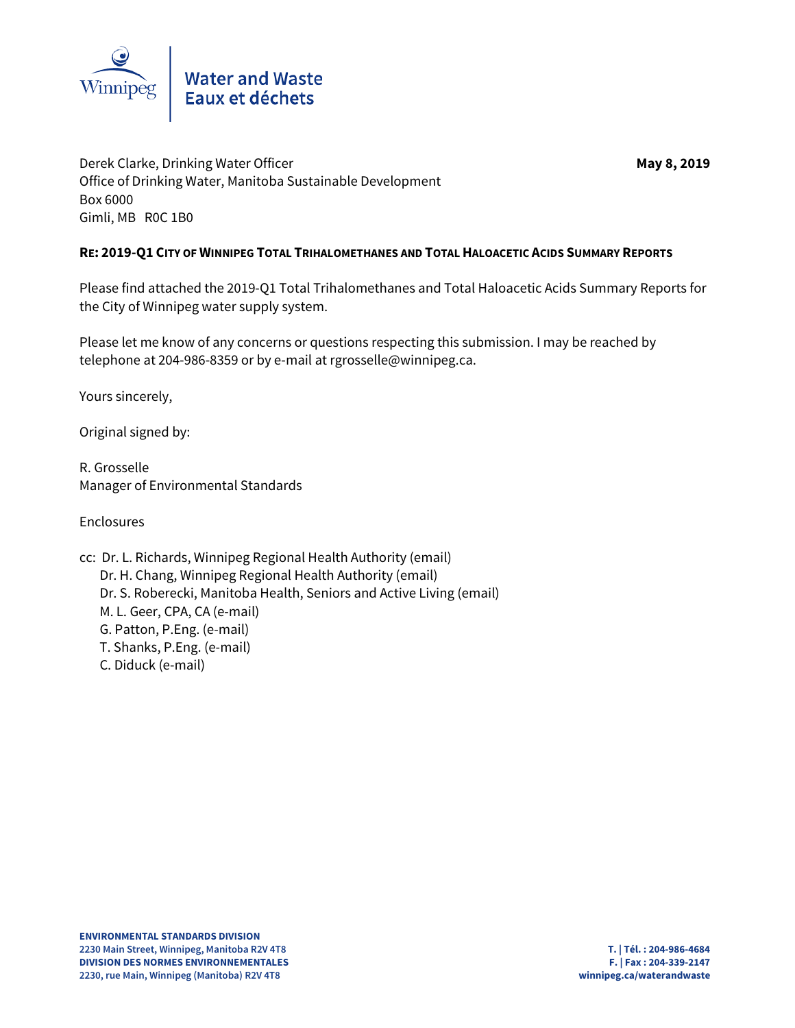Water and Waste
Eaux et déchets

Derek Clarke, Drinking Water Officer
Office of Drinking Water, Manitoba Sustainable Development
Box 6000
Gimli, MB R0C 1B0

**May 8, 2019**

**RE: 2019-Q1 CITY OF WINNIPEG TOTAL TRIHALOMETHANES AND TOTAL HALOACETIC ACIDS SUMMARY REPORTS**

Please find attached the 2019-Q1 Total Trihalomethanes and Total Haloacetic Acids Summary Reports for the City of Winnipeg water supply system.

Please let me know of any concerns or questions respecting this submission. I may be reached by telephone at 204-986-8359 or by e-mail at rgrosselle@winnipeg.ca.

Yours sincerely,

Original signed by:

R. Grosselle
Manager of Environmental Standards

Enclosures

cc: Dr. L. Richards, Winnipeg Regional Health Authority (email)
Dr. H. Chang, Winnipeg Regional Health Authority (email)
Dr. S. Roberecki, Manitoba Health, Seniors and Active Living (email)
M. L. Geer, CPA, CA (e-mail)
G. Patton, P.Eng. (e-mail)
T. Shanks, P.Eng. (e-mail)
C. Diduck (e-mail)

**ENVIRONMENTAL STANDARDS DIVISION**
**2230 Main Street, Winnipeg, Manitoba R2V 4T8**
**DIVISION DES NORMES ENVIRONNEMENTALES**
**2230, rue Main, Winnipeg (Manitoba) R2V 4T8**

**T. | Tél. : 204-986-4684**
**F. | Fax : 204-339-2147**
**winnipeg.ca/waterandwaste**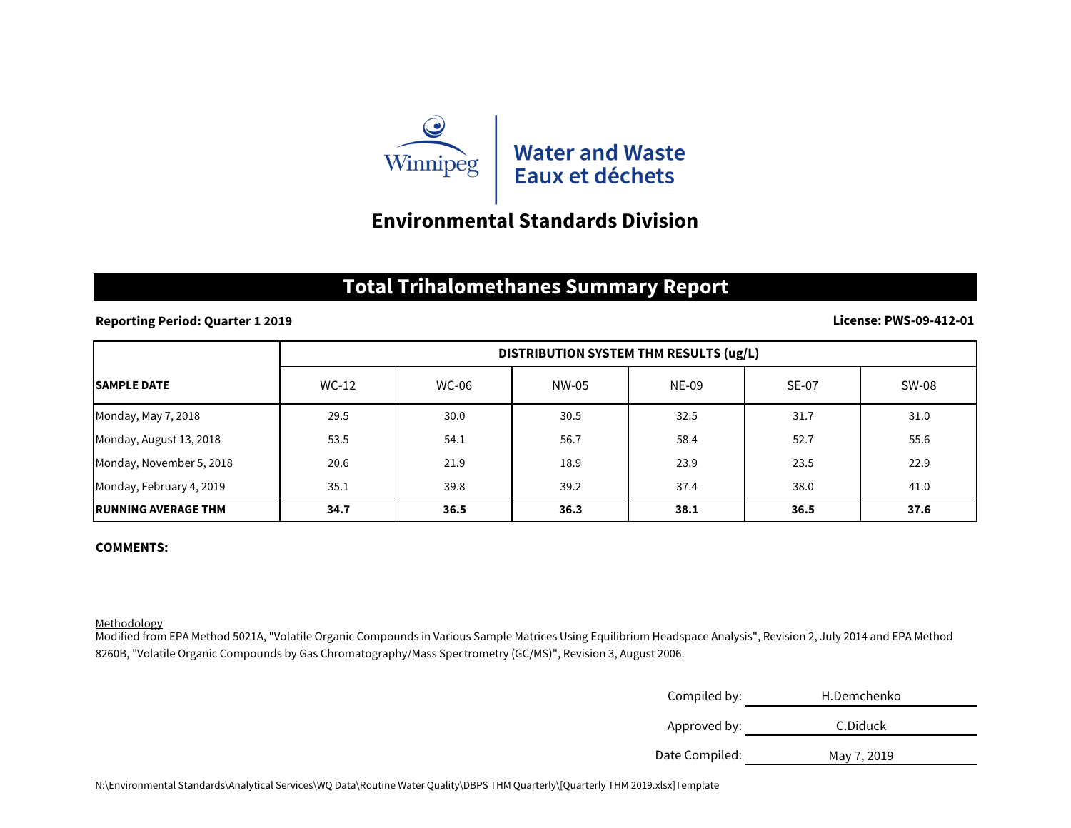Winnipeg

Water and Waste
Eaux et déchets

## Environmental Standards Division

# Total Trihalomethanes Summary Report

**Reporting Period: Quarter 1 2019** **License: PWS-09-412-01**

| SAMPLE DATE | DISTRIBUTION SYSTEM THM RESULTS (ug/L) | | | | | |
|---|---|---|---|---|---|---|
| | WC-12 | WC-06 | NW-05 | NE-09 | SE-07 | SW-08 |
| Monday, May 7, 2018 | 29.5 | 30.0 | 30.5 | 32.5 | 31.7 | 31.0 |
| Monday, August 13, 2018 | 53.5 | 54.1 | 56.7 | 58.4 | 52.7 | 55.6 |
| Monday, November 5, 2018 | 20.6 | 21.9 | 18.9 | 23.9 | 23.5 | 22.9 |
| Monday, February 4, 2019 | 35.1 | 39.8 | 39.2 | 37.4 | 38.0 | 41.0 |
| **RUNNING AVERAGE THM** | **34.7** | **36.5** | **36.3** | **38.1** | **36.5** | **37.6** |

**COMMENTS:**

Methodology
Modified from EPA Method 5021A, "Volatile Organic Compounds in Various Sample Matrices Using Equilibrium Headspace Analysis", Revision 2, July 2014 and EPA Method 8260B, "Volatile Organic Compounds by Gas Chromatography/Mass Spectrometry (GC/MS)", Revision 3, August 2006.

Compiled by: H.Demchenko

Approved by: C.Diduck

Date Compiled: May 7, 2019

N:\Environmental Standards\Analytical Services\WQ Data\Routine Water Quality\DBPS THM Quarterly\[Quarterly THM 2019.xlsx]Template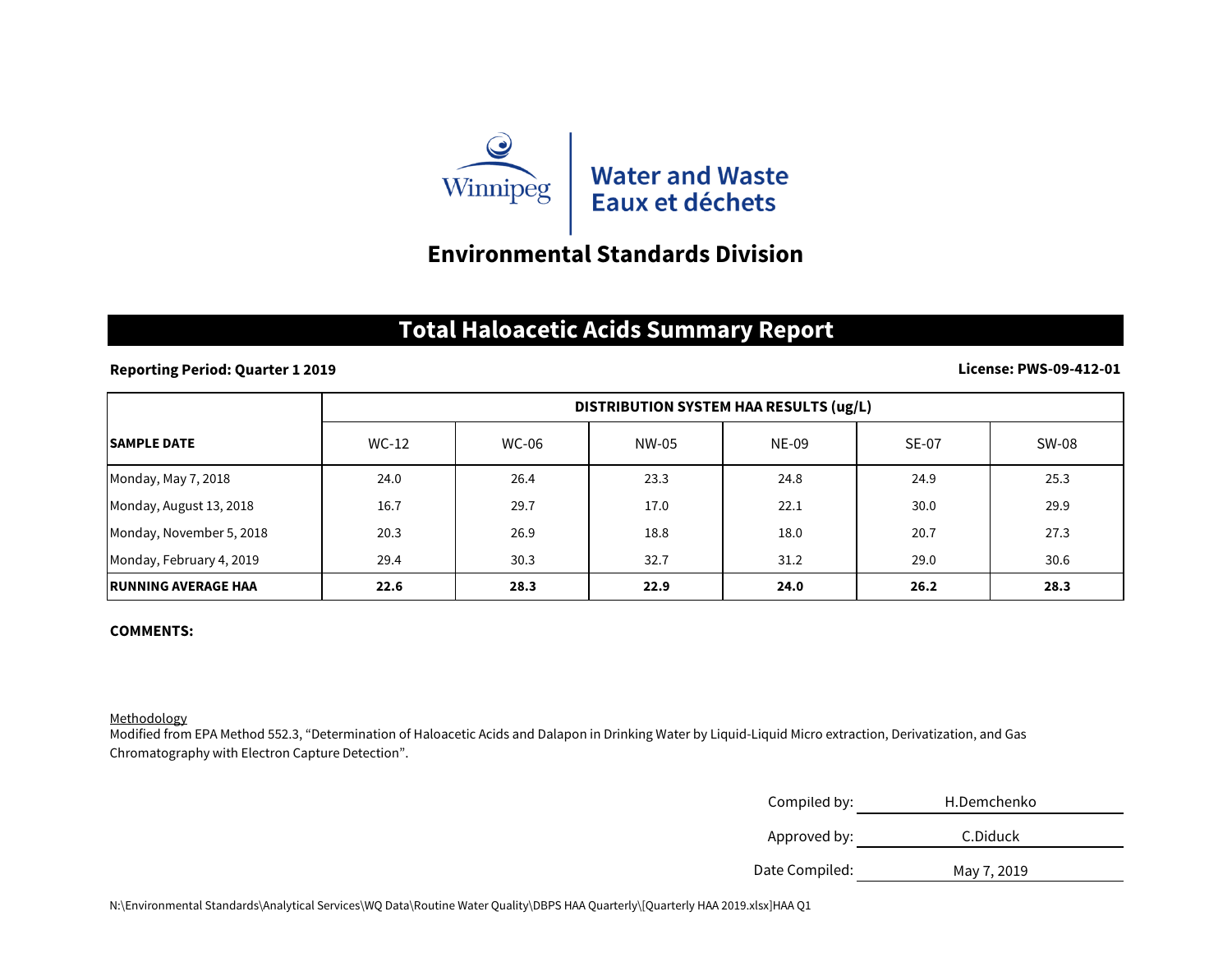Winnipeg

Water and Waste
Eaux et déchets

## Environmental Standards Division

# Total Haloacetic Acids Summary Report

**Reporting Period: Quarter 1 2019** **License: PWS-09-412-01**

| **SAMPLE DATE** | **DISTRIBUTION SYSTEM HAA RESULTS (ug/L)** | | | | | |
|---|---|---|---|---|---|---|
| | WC-12 | WC-06 | NW-05 | NE-09 | SE-07 | SW-08 |
| Monday, May 7, 2018 | 24.0 | 26.4 | 23.3 | 24.8 | 24.9 | 25.3 |
| Monday, August 13, 2018 | 16.7 | 29.7 | 17.0 | 22.1 | 30.0 | 29.9 |
| Monday, November 5, 2018 | 20.3 | 26.9 | 18.8 | 18.0 | 20.7 | 27.3 |
| Monday, February 4, 2019 | 29.4 | 30.3 | 32.7 | 31.2 | 29.0 | 30.6 |
| **RUNNING AVERAGE HAA** | **22.6** | **28.3** | **22.9** | **24.0** | **26.2** | **28.3** |

**COMMENTS:**

Methodology
Modified from EPA Method 552.3, "Determination of Haloacetic Acids and Dalapon in Drinking Water by Liquid-Liquid Micro extraction, Derivatization, and Gas Chromatography with Electron Capture Detection".

Compiled by: H.Demchenko

Approved by: C.Diduck

Date Compiled: May 7, 2019

N:\Environmental Standards\Analytical Services\WQ Data\Routine Water Quality\DBPS HAA Quarterly\[Quarterly HAA 2019.xlsx]HAA Q1